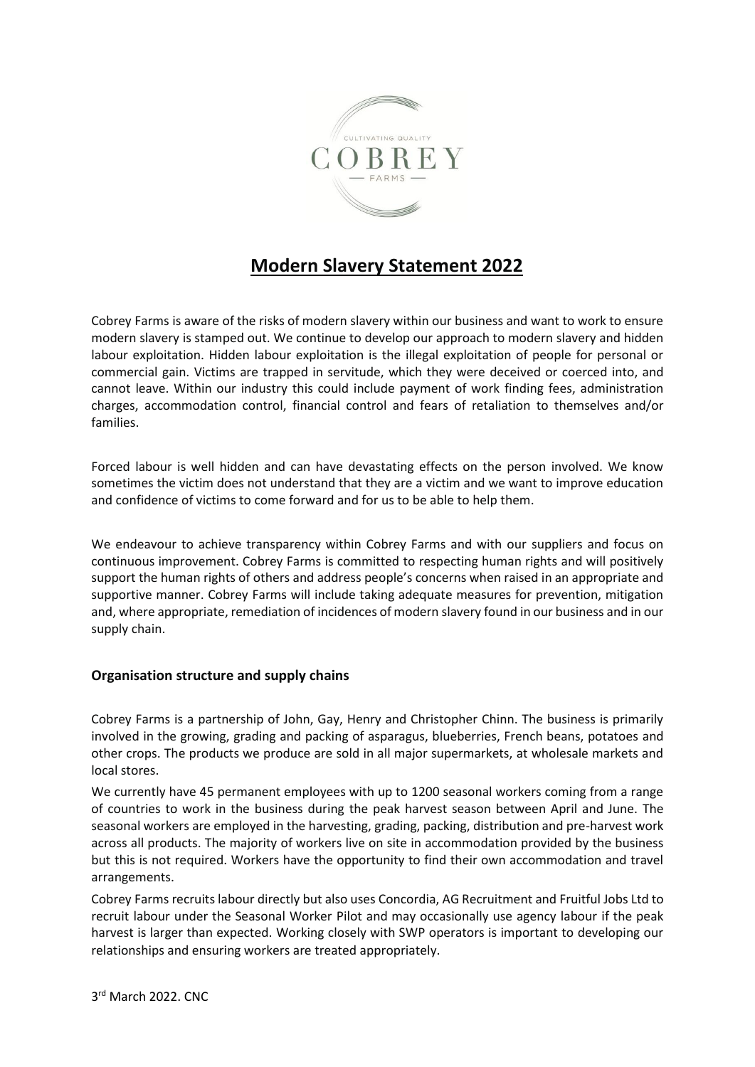# Modern Slavery Statement 2022

Cobrey Farms is aware of the risks of modern slavery within our business and want to work to ensure modern slavery is stamped out. We continue to develop our approach to modern slavery and hidden labour exploitation. Hidden labour exploitation is the illegal exploitation of people for personal or commercial gain. Victims are trapped in servitude, which they were deceived or coerced into, and cannot leave. Within our industry this could include payment of work finding fees, administration charges, accommodation control, financial control and fears of retaliation to themselves and/or families.

Forced labour is well hidden and can have devastating effects on the person involved. We know sometimes the victim does not understand that they are a victim and we want to improve education and confidence of victims to come forward and for us to be able to help them.

We endeavour to achieve transparency within Cobrey Farms and with our suppliers and focus on continuous improvement. Cobrey Farms is committed to respecting human rights and will positively support the human rights of others and address people's concerns when raised in an appropriate and supportive manner. Cobrey Farms will include taking adequate measures for prevention, mitigation and, where appropriate, remediation of incidences of modern slavery found in our business and in our supply chain.

## Organisation structure and supply chains

Cobrey Farms is a partnership of John, Gay, Henry and Christopher Chinn. The business is primarily involved in the growing, grading and packing of asparagus, blueberries, French beans, potatoes and other crops. The products we produce are sold in all major supermarkets, at wholesale markets and local stores.

We currently have 45 permanent employees with up to 1200 seasonal workers coming from a range of countries to work in the business during the peak harvest season between April and June. The seasonal workers are employed in the harvesting, grading, packing, distribution and pre-harvest work across all products. The majority of workers live on site in accommodation provided by the business but this is not required. Workers have the opportunity to find their own accommodation and travel arrangements.

Cobrey Farms recruits labour directly but also uses Concordia, AG Recruitment and Fruitful Jobs Ltd to recruit labour under the Seasonal Worker Pilot and may occasionally use agency labour if the peak harvest is larger than expected. Working closely with SWP operators is important to developing our relationships and ensuring workers are treated appropriately.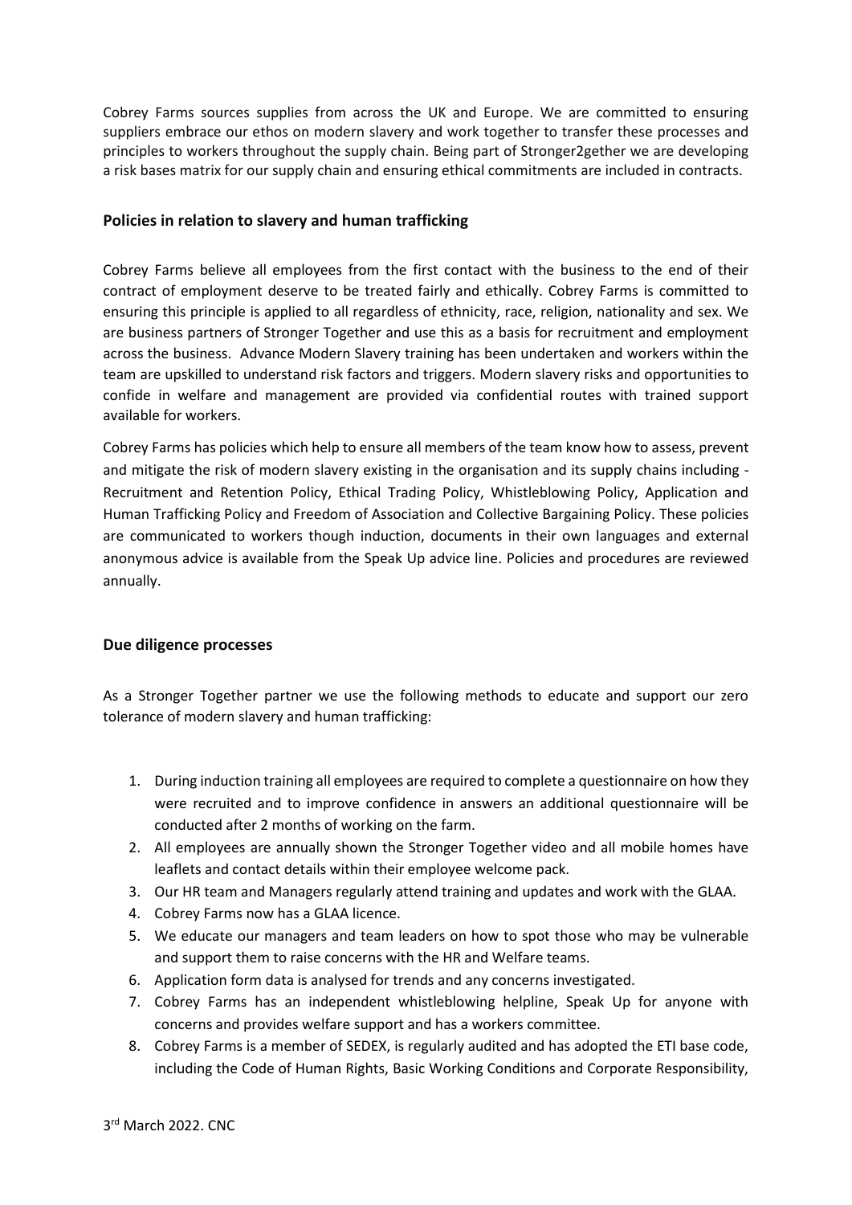Cobrey Farms sources supplies from across the UK and Europe. We are committed to ensuring suppliers embrace our ethos on modern slavery and work together to transfer these processes and principles to workers throughout the supply chain. Being part of Stronger2gether we are developing a risk bases matrix for our supply chain and ensuring ethical commitments are included in contracts.

## Policies in relation to slavery and human trafficking

Cobrey Farms believe all employees from the first contact with the business to the end of their contract of employment deserve to be treated fairly and ethically. Cobrey Farms is committed to ensuring this principle is applied to all regardless of ethnicity, race, religion, nationality and sex. We are business partners of Stronger Together and use this as a basis for recruitment and employment across the business. Advance Modern Slavery training has been undertaken and workers within the team are upskilled to understand risk factors and triggers. Modern slavery risks and opportunities to confide in welfare and management are provided via confidential routes with trained support available for workers.

Cobrey Farms has policies which help to ensure all members of the team know how to assess, prevent and mitigate the risk of modern slavery existing in the organisation and its supply chains including - Recruitment and Retention Policy, Ethical Trading Policy, Whistleblowing Policy, Application and Human Trafficking Policy and Freedom of Association and Collective Bargaining Policy. These policies are communicated to workers though induction, documents in their own languages and external anonymous advice is available from the Speak Up advice line. Policies and procedures are reviewed annually.

## Due diligence processes

As a Stronger Together partner we use the following methods to educate and support our zero tolerance of modern slavery and human trafficking:

1. During induction training all employees are required to complete a questionnaire on how they were recruited and to improve confidence in answers an additional questionnaire will be conducted after 2 months of working on the farm.
2. All employees are annually shown the Stronger Together video and all mobile homes have leaflets and contact details within their employee welcome pack.
3. Our HR team and Managers regularly attend training and updates and work with the GLAA.
4. Cobrey Farms now has a GLAA licence.
5. We educate our managers and team leaders on how to spot those who may be vulnerable and support them to raise concerns with the HR and Welfare teams.
6. Application form data is analysed for trends and any concerns investigated.
7. Cobrey Farms has an independent whistleblowing helpline, Speak Up for anyone with concerns and provides welfare support and has a workers committee.
8. Cobrey Farms is a member of SEDEX, is regularly audited and has adopted the ETI base code, including the Code of Human Rights, Basic Working Conditions and Corporate Responsibility,

3rd March 2022. CNC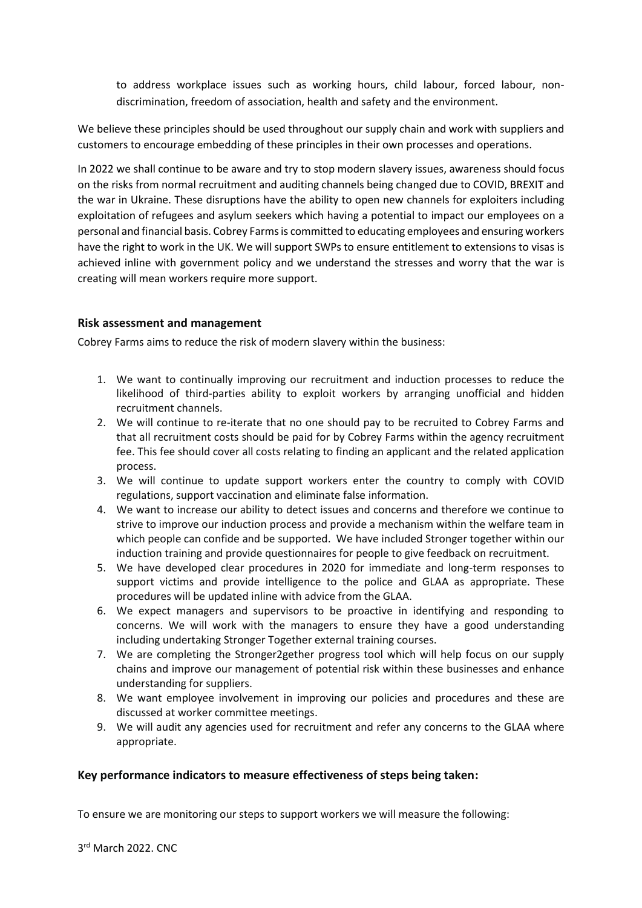to address workplace issues such as working hours, child labour, forced labour, non-discrimination, freedom of association, health and safety and the environment.

We believe these principles should be used throughout our supply chain and work with suppliers and customers to encourage embedding of these principles in their own processes and operations.

In 2022 we shall continue to be aware and try to stop modern slavery issues, awareness should focus on the risks from normal recruitment and auditing channels being changed due to COVID, BREXIT and the war in Ukraine. These disruptions have the ability to open new channels for exploiters including exploitation of refugees and asylum seekers which having a potential to impact our employees on a personal and financial basis. Cobrey Farms is committed to educating employees and ensuring workers have the right to work in the UK. We will support SWPs to ensure entitlement to extensions to visas is achieved inline with government policy and we understand the stresses and worry that the war is creating will mean workers require more support.

## Risk assessment and management

Cobrey Farms aims to reduce the risk of modern slavery within the business:

1. We want to continually improving our recruitment and induction processes to reduce the likelihood of third-parties ability to exploit workers by arranging unofficial and hidden recruitment channels.
2. We will continue to re-iterate that no one should pay to be recruited to Cobrey Farms and that all recruitment costs should be paid for by Cobrey Farms within the agency recruitment fee. This fee should cover all costs relating to finding an applicant and the related application process.
3. We will continue to update support workers enter the country to comply with COVID regulations, support vaccination and eliminate false information.
4. We want to increase our ability to detect issues and concerns and therefore we continue to strive to improve our induction process and provide a mechanism within the welfare team in which people can confide and be supported. We have included Stronger together within our induction training and provide questionnaires for people to give feedback on recruitment.
5. We have developed clear procedures in 2020 for immediate and long-term responses to support victims and provide intelligence to the police and GLAA as appropriate. These procedures will be updated inline with advice from the GLAA.
6. We expect managers and supervisors to be proactive in identifying and responding to concerns. We will work with the managers to ensure they have a good understanding including undertaking Stronger Together external training courses.
7. We are completing the Stronger2gether progress tool which will help focus on our supply chains and improve our management of potential risk within these businesses and enhance understanding for suppliers.
8. We want employee involvement in improving our policies and procedures and these are discussed at worker committee meetings.
9. We will audit any agencies used for recruitment and refer any concerns to the GLAA where appropriate.

## Key performance indicators to measure effectiveness of steps being taken:

To ensure we are monitoring our steps to support workers we will measure the following:

3rd March 2022. CNC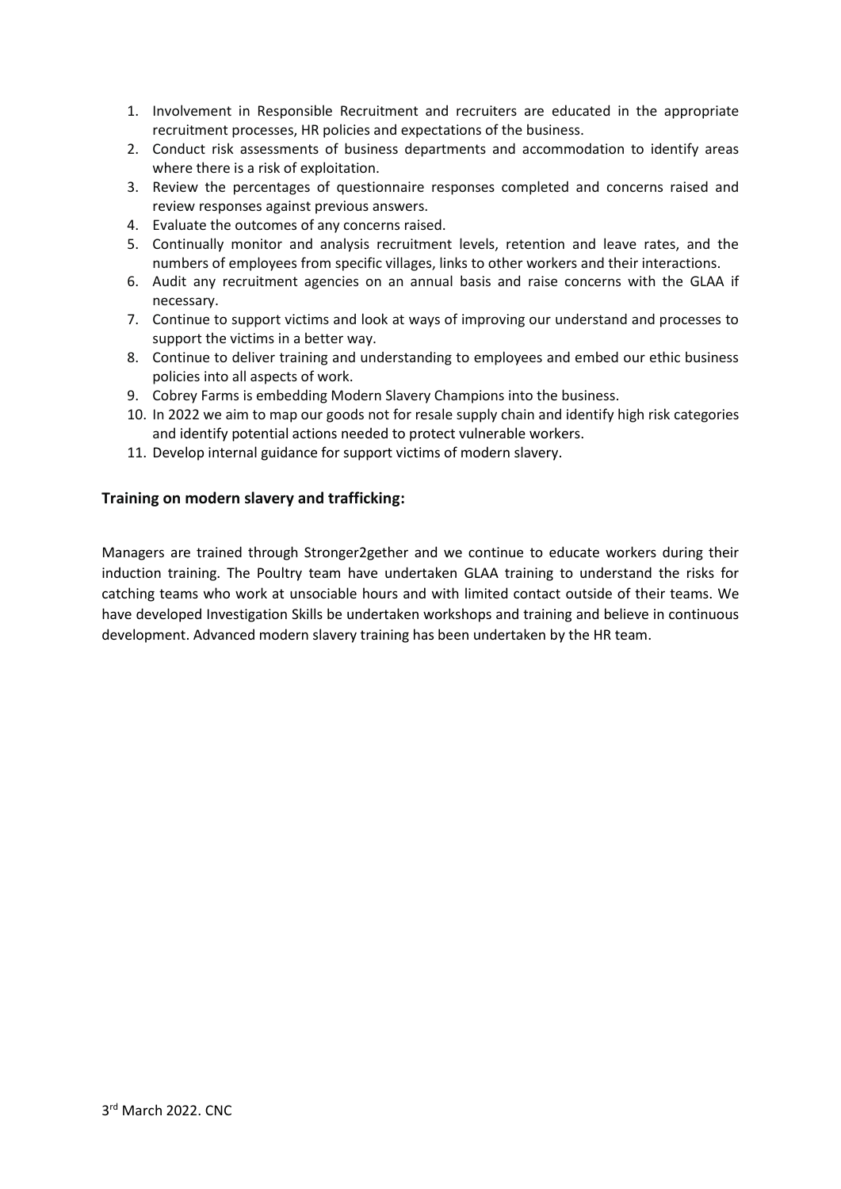1. Involvement in Responsible Recruitment and recruiters are educated in the appropriate recruitment processes, HR policies and expectations of the business.
2. Conduct risk assessments of business departments and accommodation to identify areas where there is a risk of exploitation.
3. Review the percentages of questionnaire responses completed and concerns raised and review responses against previous answers.
4. Evaluate the outcomes of any concerns raised.
5. Continually monitor and analysis recruitment levels, retention and leave rates, and the numbers of employees from specific villages, links to other workers and their interactions.
6. Audit any recruitment agencies on an annual basis and raise concerns with the GLAA if necessary.
7. Continue to support victims and look at ways of improving our understand and processes to support the victims in a better way.
8. Continue to deliver training and understanding to employees and embed our ethic business policies into all aspects of work.
9. Cobrey Farms is embedding Modern Slavery Champions into the business.
10. In 2022 we aim to map our goods not for resale supply chain and identify high risk categories and identify potential actions needed to protect vulnerable workers.
11. Develop internal guidance for support victims of modern slavery.

**Training on modern slavery and trafficking:**

Managers are trained through Stronger2gether and we continue to educate workers during their induction training. The Poultry team have undertaken GLAA training to understand the risks for catching teams who work at unsociable hours and with limited contact outside of their teams. We have developed Investigation Skills be undertaken workshops and training and believe in continuous development. Advanced modern slavery training has been undertaken by the HR team.

3rd March 2022. CNC